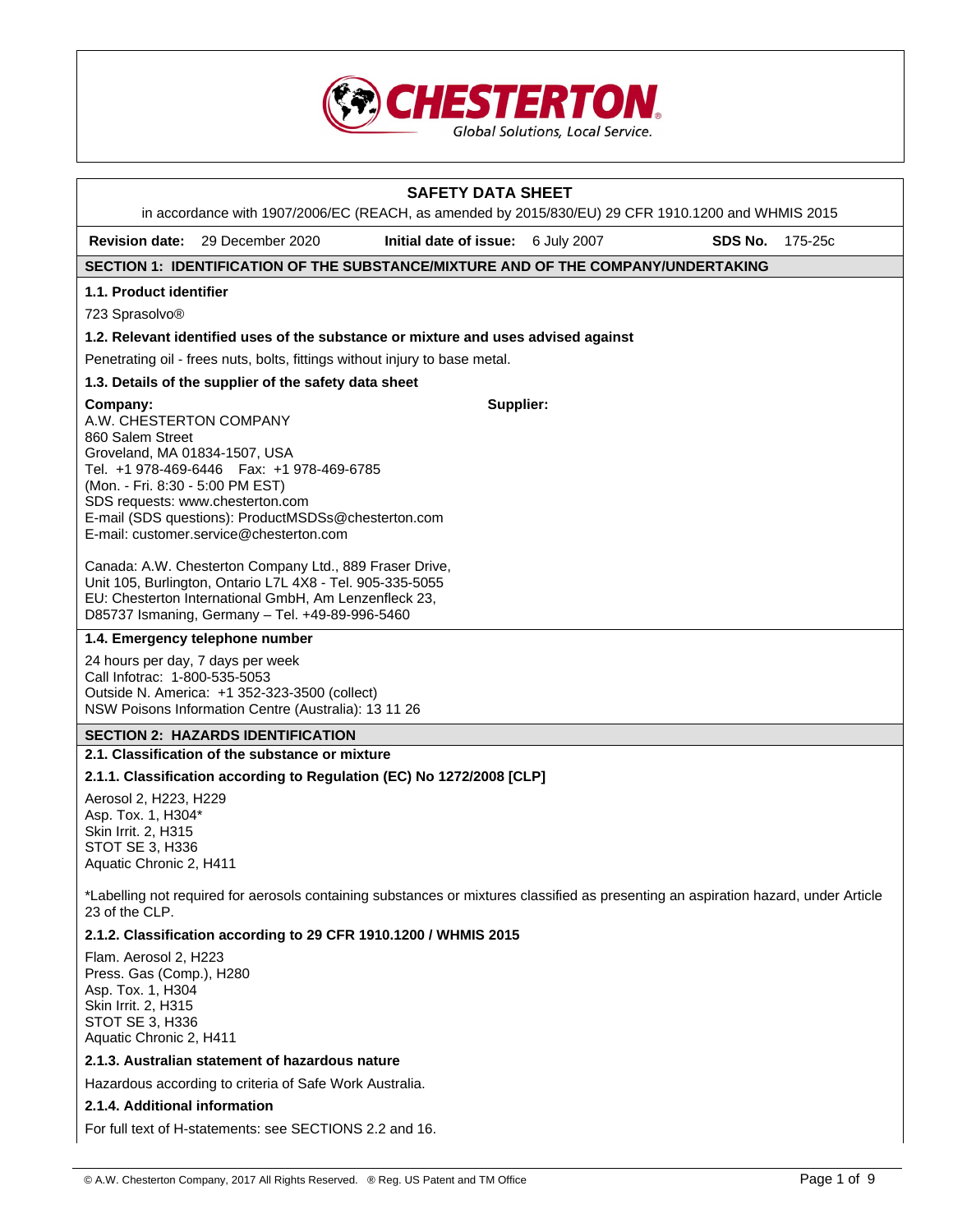CHESTERTON
Global Solutions, Local Service.

# SAFETY DATA SHEET

in accordance with 1907/2006/EC (REACH, as amended by 2015/830/EU) 29 CFR 1910.1200 and WHMIS 2015

**Revision date:** 29 December 2020 **Initial date of issue:** 6 July 2007 **SDS No.** 175-25c

## SECTION 1: IDENTIFICATION OF THE SUBSTANCE/MIXTURE AND OF THE COMPANY/UNDERTAKING

### 1.1. Product identifier

723 Sprasolvo®

### 1.2. Relevant identified uses of the substance or mixture and uses advised against

Penetrating oil - frees nuts, bolts, fittings without injury to base metal.

### 1.3. Details of the supplier of the safety data sheet

**Company:**
A.W. CHESTERTON COMPANY
860 Salem Street
Groveland, MA 01834-1507, USA
Tel. +1 978-469-6446 Fax: +1 978-469-6785
(Mon. - Fri. 8:30 - 5:00 PM EST)
SDS requests: www.chesterton.com
E-mail (SDS questions): ProductMSDSs@chesterton.com
E-mail: customer.service@chesterton.com

**Supplier:**

Canada: A.W. Chesterton Company Ltd., 889 Fraser Drive, Unit 105, Burlington, Ontario L7L 4X8 - Tel. 905-335-5055
EU: Chesterton International GmbH, Am Lenzenfleck 23, D85737 Ismaning, Germany – Tel. +49-89-996-5460

### 1.4. Emergency telephone number

24 hours per day, 7 days per week
Call Infotrac: 1-800-535-5053
Outside N. America: +1 352-323-3500 (collect)
NSW Poisons Information Centre (Australia): 13 11 26

## SECTION 2: HAZARDS IDENTIFICATION

### 2.1. Classification of the substance or mixture

#### 2.1.1. Classification according to Regulation (EC) No 1272/2008 [CLP]

Aerosol 2, H223, H229
Asp. Tox. 1, H304*
Skin Irrit. 2, H315
STOT SE 3, H336
Aquatic Chronic 2, H411

*Labelling not required for aerosols containing substances or mixtures classified as presenting an aspiration hazard, under Article 23 of the CLP.

#### 2.1.2. Classification according to 29 CFR 1910.1200 / WHMIS 2015

Flam. Aerosol 2, H223
Press. Gas (Comp.), H280
Asp. Tox. 1, H304
Skin Irrit. 2, H315
STOT SE 3, H336
Aquatic Chronic 2, H411

#### 2.1.3. Australian statement of hazardous nature

Hazardous according to criteria of Safe Work Australia.

#### 2.1.4. Additional information

For full text of H-statements: see SECTIONS 2.2 and 16.

© A.W. Chesterton Company, 2017 All Rights Reserved. ® Reg. US Patent and TM Office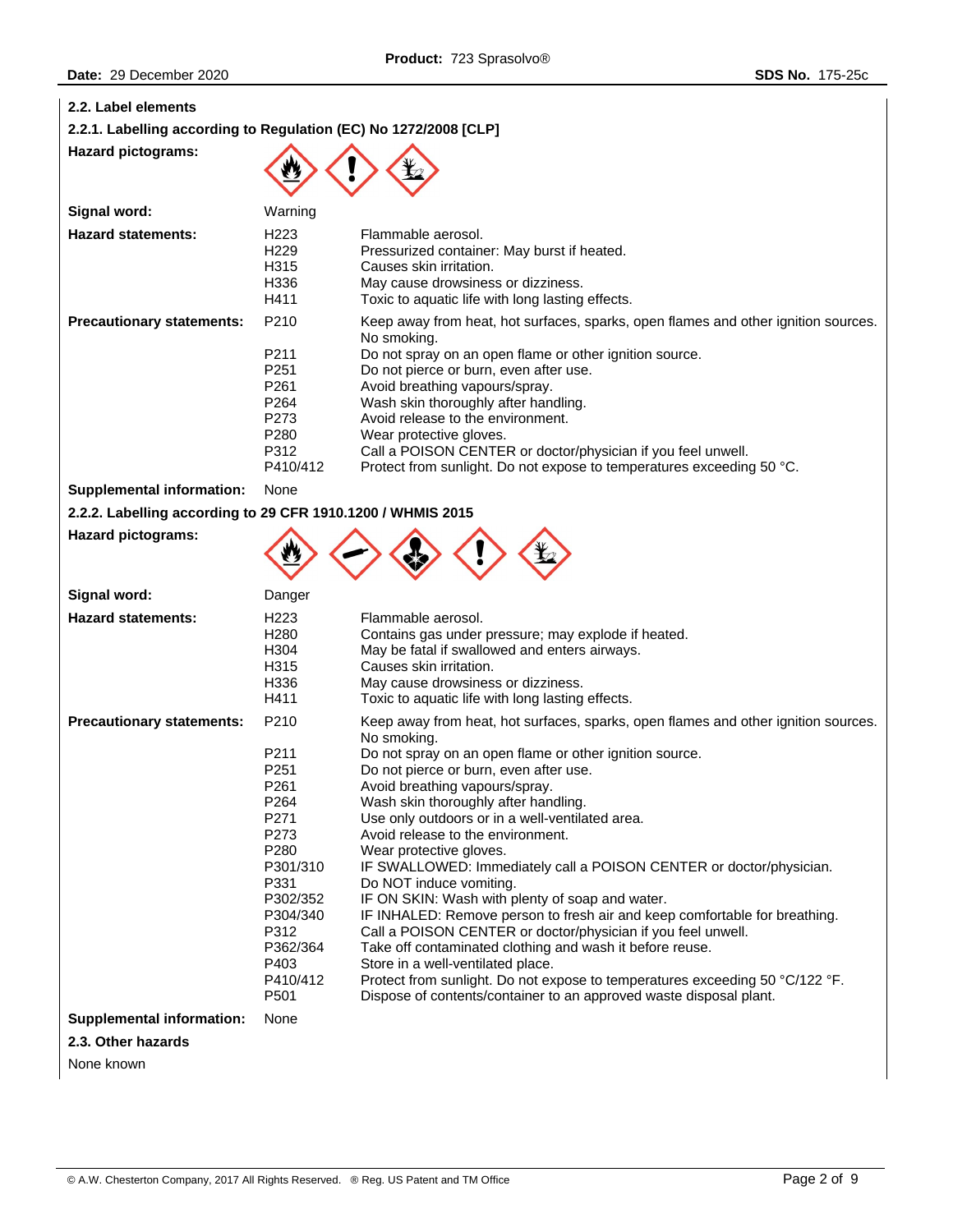### 2.2. Label elements

#### 2.2.1. Labelling according to Regulation (EC) No 1272/2008 [CLP]

**Hazard pictograms:**

**Signal word:** Warning

**Hazard statements:**

| | |
|---|---|
| H223 | Flammable aerosol. |
| H229 | Pressurized container: May burst if heated. |
| H315 | Causes skin irritation. |
| H336 | May cause drowsiness or dizziness. |
| H411 | Toxic to aquatic life with long lasting effects. |

**Precautionary statements:**

| | |
|---|---|
| P210 | Keep away from heat, hot surfaces, sparks, open flames and other ignition sources. No smoking. |
| P211 | Do not spray on an open flame or other ignition source. |
| P251 | Do not pierce or burn, even after use. |
| P261 | Avoid breathing vapours/spray. |
| P264 | Wash skin thoroughly after handling. |
| P273 | Avoid release to the environment. |
| P280 | Wear protective gloves. |
| P312 | Call a POISON CENTER or doctor/physician if you feel unwell. |
| P410/412 | Protect from sunlight. Do not expose to temperatures exceeding 50 °C. |

**Supplemental information:** None

#### 2.2.2. Labelling according to 29 CFR 1910.1200 / WHMIS 2015

**Hazard pictograms:**

**Signal word:** Danger

**Hazard statements:**

| | |
|---|---|
| H223 | Flammable aerosol. |
| H280 | Contains gas under pressure; may explode if heated. |
| H304 | May be fatal if swallowed and enters airways. |
| H315 | Causes skin irritation. |
| H336 | May cause drowsiness or dizziness. |
| H411 | Toxic to aquatic life with long lasting effects. |

**Precautionary statements:**

| | |
|---|---|
| P210 | Keep away from heat, hot surfaces, sparks, open flames and other ignition sources. No smoking. |
| P211 | Do not spray on an open flame or other ignition source. |
| P251 | Do not pierce or burn, even after use. |
| P261 | Avoid breathing vapours/spray. |
| P264 | Wash skin thoroughly after handling. |
| P271 | Use only outdoors or in a well-ventilated area. |
| P273 | Avoid release to the environment. |
| P280 | Wear protective gloves. |
| P301/310 | IF SWALLOWED: Immediately call a POISON CENTER or doctor/physician. |
| P331 | Do NOT induce vomiting. |
| P302/352 | IF ON SKIN: Wash with plenty of soap and water. |
| P304/340 | IF INHALED: Remove person to fresh air and keep comfortable for breathing. |
| P312 | Call a POISON CENTER or doctor/physician if you feel unwell. |
| P362/364 | Take off contaminated clothing and wash it before reuse. |
| P403 | Store in a well-ventilated place. |
| P410/412 | Protect from sunlight. Do not expose to temperatures exceeding 50 °C/122 °F. |
| P501 | Dispose of contents/container to an approved waste disposal plant. |

**Supplemental information:** None

### 2.3. Other hazards

None known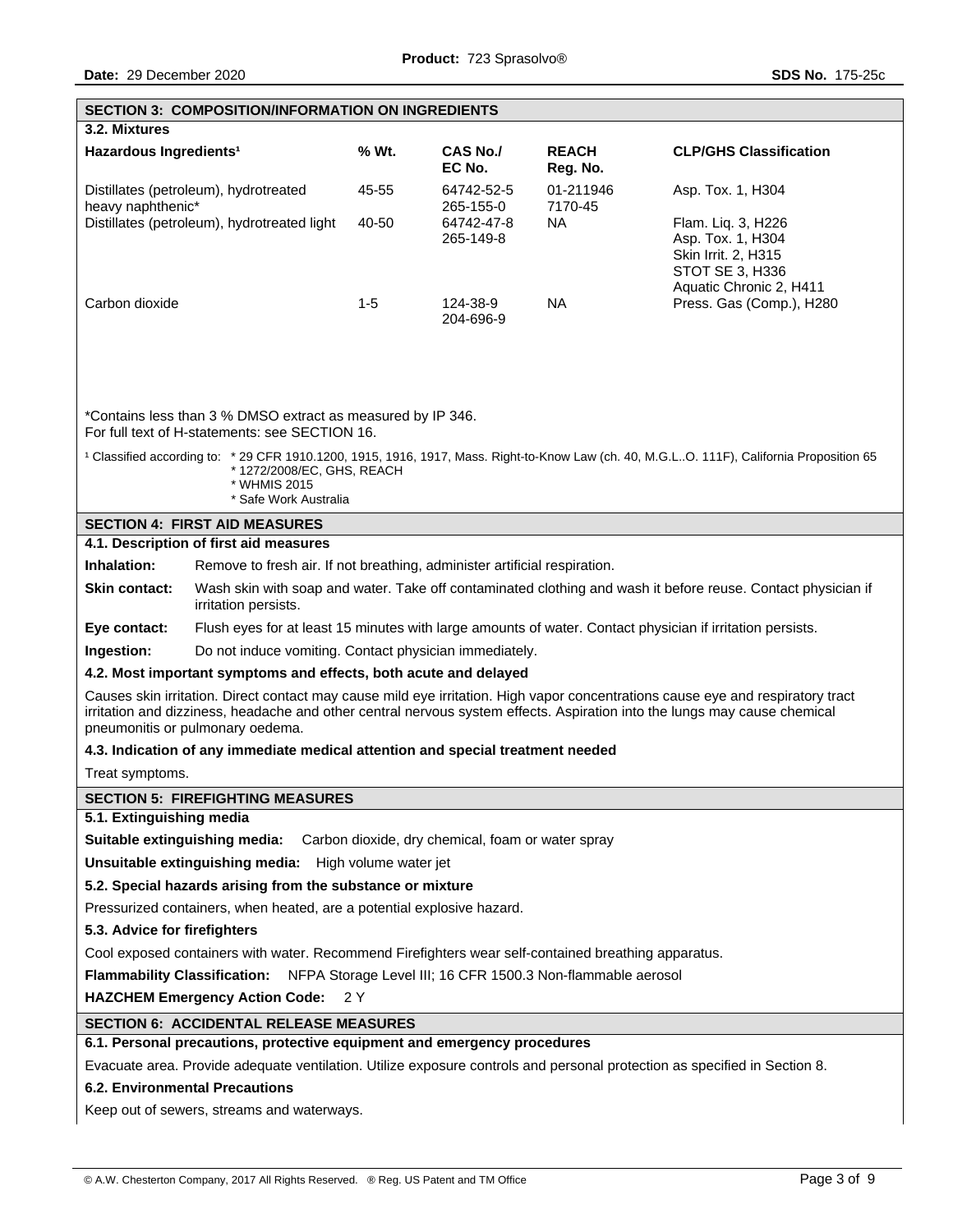## SECTION 3: COMPOSITION/INFORMATION ON INGREDIENTS

### 3.2. Mixtures

| Hazardous Ingredients[1] | % Wt. | CAS No./ EC No. | REACH Reg. No. | CLP/GHS Classification |
|---|---|---|---|---|
| Distillates (petroleum), hydrotreated heavy naphthenic* | 45-55 | 64742-52-5 265-155-0 | 01-2119467170-45 | Asp. Tox. 1, H304 |
| Distillates (petroleum), hydrotreated light | 40-50 | 64742-47-8 265-149-8 | NA | Flam. Liq. 3, H226 Asp. Tox. 1, H304 Skin Irrit. 2, H315 STOT SE 3, H336 Aquatic Chronic 2, H411 |
| Carbon dioxide | 1-5 | 124-38-9 204-696-9 | NA | Press. Gas (Comp.), H280 |

*Contains less than 3 % DMSO extract as measured by IP 346.
For full text of H-statements: see SECTION 16.

[1] Classified according to:
* 29 CFR 1910.1200, 1915, 1916, 1917, Mass. Right-to-Know Law (ch. 40, M.G.L..O. 111F), California Proposition 65
* 1272/2008/EC, GHS, REACH
* WHMIS 2015
* Safe Work Australia

## SECTION 4: FIRST AID MEASURES

### 4.1. Description of first aid measures

**Inhalation:** Remove to fresh air. If not breathing, administer artificial respiration.

**Skin contact:** Wash skin with soap and water. Take off contaminated clothing and wash it before reuse. Contact physician if irritation persists.

**Eye contact:** Flush eyes for at least 15 minutes with large amounts of water. Contact physician if irritation persists.

**Ingestion:** Do not induce vomiting. Contact physician immediately.

### 4.2. Most important symptoms and effects, both acute and delayed

Causes skin irritation. Direct contact may cause mild eye irritation. High vapor concentrations cause eye and respiratory tract irritation and dizziness, headache and other central nervous system effects. Aspiration into the lungs may cause chemical pneumonitis or pulmonary oedema.

### 4.3. Indication of any immediate medical attention and special treatment needed

Treat symptoms.

## SECTION 5: FIREFIGHTING MEASURES

### 5.1. Extinguishing media

**Suitable extinguishing media:** Carbon dioxide, dry chemical, foam or water spray

**Unsuitable extinguishing media:** High volume water jet

### 5.2. Special hazards arising from the substance or mixture

Pressurized containers, when heated, are a potential explosive hazard.

### 5.3. Advice for firefighters

Cool exposed containers with water. Recommend Firefighters wear self-contained breathing apparatus.

**Flammability Classification:** NFPA Storage Level III; 16 CFR 1500.3 Non-flammable aerosol

**HAZCHEM Emergency Action Code:** 2 Y

## SECTION 6: ACCIDENTAL RELEASE MEASURES

### 6.1. Personal precautions, protective equipment and emergency procedures

Evacuate area. Provide adequate ventilation. Utilize exposure controls and personal protection as specified in Section 8.

### 6.2. Environmental Precautions

Keep out of sewers, streams and waterways.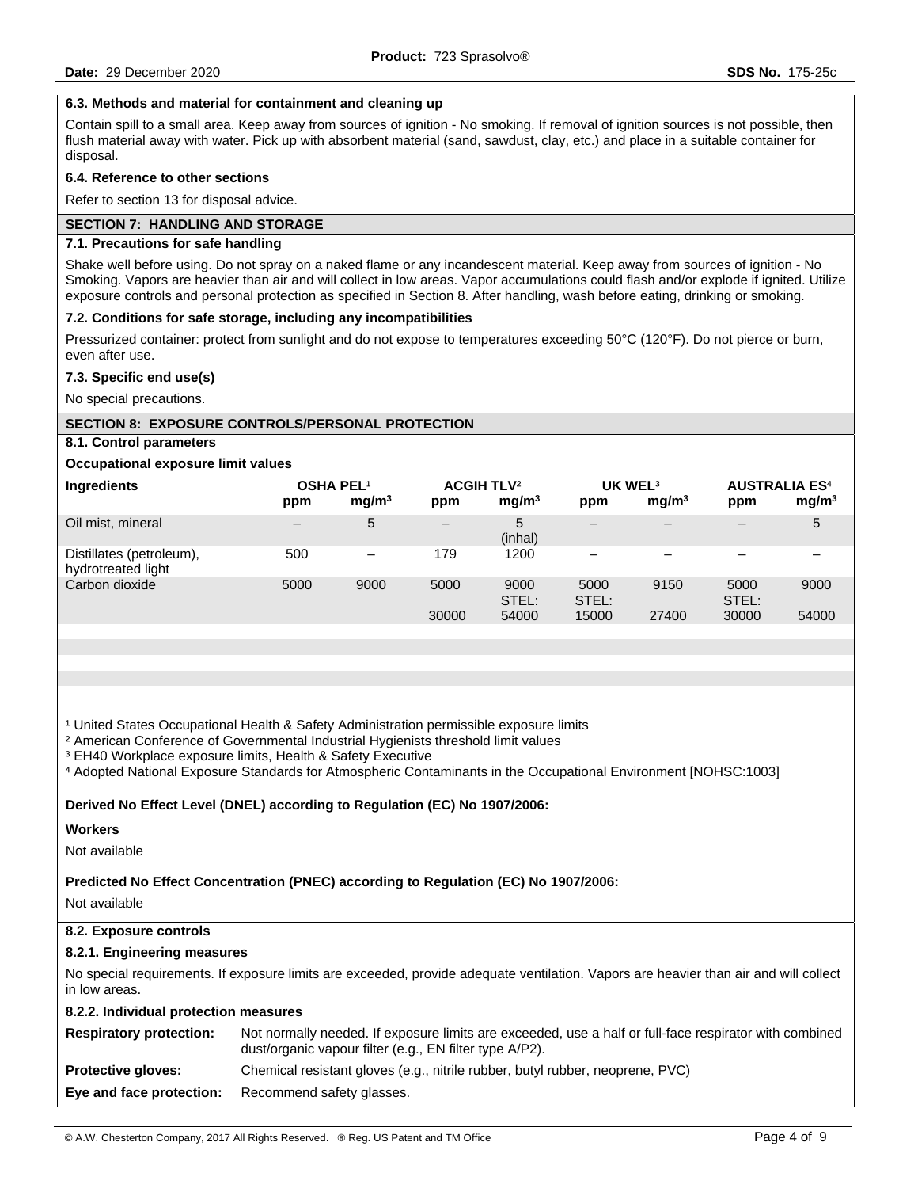### 6.3. Methods and material for containment and cleaning up

Contain spill to a small area. Keep away from sources of ignition - No smoking. If removal of ignition sources is not possible, then flush material away with water. Pick up with absorbent material (sand, sawdust, clay, etc.) and place in a suitable container for disposal.

### 6.4. Reference to other sections

Refer to section 13 for disposal advice.

## SECTION 7: HANDLING AND STORAGE

### 7.1. Precautions for safe handling

Shake well before using. Do not spray on a naked flame or any incandescent material. Keep away from sources of ignition - No Smoking. Vapors are heavier than air and will collect in low areas. Vapor accumulations could flash and/or explode if ignited. Utilize exposure controls and personal protection as specified in Section 8. After handling, wash before eating, drinking or smoking.

### 7.2. Conditions for safe storage, including any incompatibilities

Pressurized container: protect from sunlight and do not expose to temperatures exceeding 50°C (120°F). Do not pierce or burn, even after use.

### 7.3. Specific end use(s)

No special precautions.

## SECTION 8: EXPOSURE CONTROLS/PERSONAL PROTECTION

### 8.1. Control parameters

**Occupational exposure limit values**

| Ingredients | OSHA PEL[1] | | ACGIH TLV[2] | | UK WEL[3] | | AUSTRALIA ES[4] | |
|---|---|---|---|---|---|---|---|---|
| | ppm | $mg/m^3$ | ppm | $mg/m^3$ | ppm | $mg/m^3$ | ppm | $mg/m^3$ |
| Oil mist, mineral | – | 5 | – | 5 (inhal) | – | – | – | 5 |
| Distillates (petroleum), hydrotreated light | 500 | – | 179 | 1200 | – | – | – | – |
| Carbon dioxide | 5000 | 9000 | 5000<br>30000 | 9000<br>STEL: 54000 | 5000<br>STEL: 15000 | 9150<br>27400 | 5000<br>STEL: 30000 | 9000<br>54000 |

[1] United States Occupational Health & Safety Administration permissible exposure limits
[2] American Conference of Governmental Industrial Hygienists threshold limit values
[3] EH40 Workplace exposure limits, Health & Safety Executive
[4] Adopted National Exposure Standards for Atmospheric Contaminants in the Occupational Environment [NOHSC:1003]

**Derived No Effect Level (DNEL) according to Regulation (EC) No 1907/2006:**

**Workers**

Not available

**Predicted No Effect Concentration (PNEC) according to Regulation (EC) No 1907/2006:**

Not available

### 8.2. Exposure controls

#### 8.2.1. Engineering measures

No special requirements. If exposure limits are exceeded, provide adequate ventilation. Vapors are heavier than air and will collect in low areas.

#### 8.2.2. Individual protection measures

**Respiratory protection:** Not normally needed. If exposure limits are exceeded, use a half or full-face respirator with combined dust/organic vapour filter (e.g., EN filter type A/P2).

**Protective gloves:** Chemical resistant gloves (e.g., nitrile rubber, butyl rubber, neoprene, PVC)

**Eye and face protection:** Recommend safety glasses.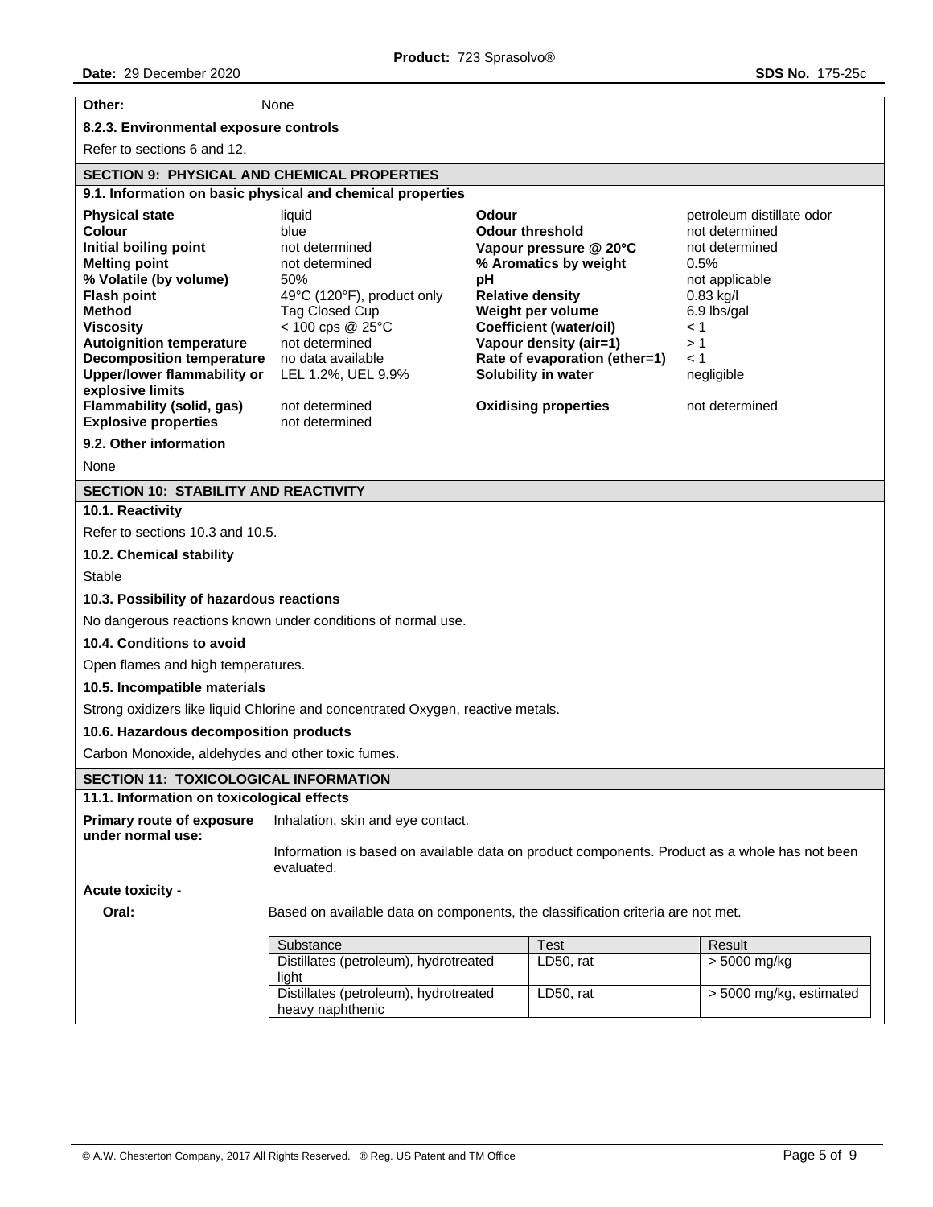**Other:** None

**8.2.3. Environmental exposure controls**

Refer to sections 6 and 12.

## SECTION 9: PHYSICAL AND CHEMICAL PROPERTIES

### 9.1. Information on basic physical and chemical properties

| | | | |
|---|---|---|---|
| **Physical state** | liquid | **Odour** | petroleum distillate odor |
| **Colour** | blue | **Odour threshold** | not determined |
| **Initial boiling point** | not determined | **Vapour pressure @ 20°C** | not determined |
| **Melting point** | not determined | **% Aromatics by weight** | 0.5% |
| **% Volatile (by volume)** | 50% | **pH** | not applicable |
| **Flash point** | 49°C (120°F), product only | **Relative density** | 0.83 kg/l |
| **Method** | Tag Closed Cup | **Weight per volume** | 6.9 lbs/gal |
| **Viscosity** | < 100 cps @ 25°C | **Coefficient (water/oil)** | < 1 |
| **Autoignition temperature** | not determined | **Vapour density (air=1)** | > 1 |
| **Decomposition temperature** | no data available | **Rate of evaporation (ether=1)** | < 1 |
| **Upper/lower flammability or explosive limits** | LEL 1.2%, UEL 9.9% | **Solubility in water** | negligible |
| **Flammability (solid, gas)** | not determined | **Oxidising properties** | not determined |
| **Explosive properties** | not determined | | |

### 9.2. Other information

None

## SECTION 10: STABILITY AND REACTIVITY

### 10.1. Reactivity

Refer to sections 10.3 and 10.5.

### 10.2. Chemical stability

Stable

### 10.3. Possibility of hazardous reactions

No dangerous reactions known under conditions of normal use.

### 10.4. Conditions to avoid

Open flames and high temperatures.

### 10.5. Incompatible materials

Strong oxidizers like liquid Chlorine and concentrated Oxygen, reactive metals.

### 10.6. Hazardous decomposition products

Carbon Monoxide, aldehydes and other toxic fumes.

## SECTION 11: TOXICOLOGICAL INFORMATION

### 11.1. Information on toxicological effects

**Primary route of exposure under normal use:** Inhalation, skin and eye contact.

Information is based on available data on product components. Product as a whole has not been evaluated.

**Acute toxicity -**

**Oral:** Based on available data on components, the classification criteria are not met.

| Substance | Test | Result |
|---|---|---|
| Distillates (petroleum), hydrotreated light | LD50, rat | > 5000 mg/kg |
| Distillates (petroleum), hydrotreated heavy naphthenic | LD50, rat | > 5000 mg/kg, estimated |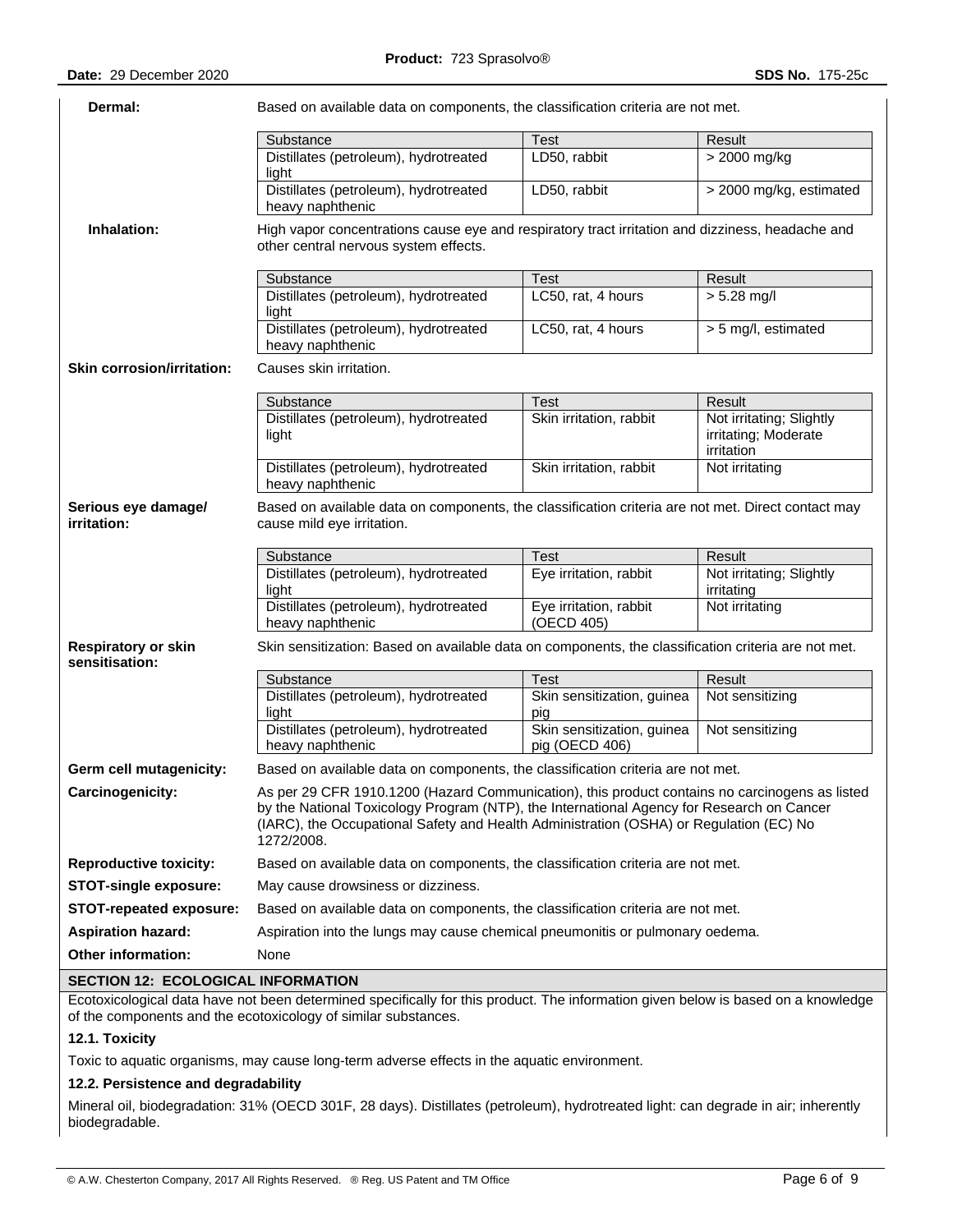**Dermal:** Based on available data on components, the classification criteria are not met.

| Substance | Test | Result |
|---|---|---|
| Distillates (petroleum), hydrotreated light | LD50, rabbit | > 2000 mg/kg |
| Distillates (petroleum), hydrotreated heavy naphthenic | LD50, rabbit | > 2000 mg/kg, estimated |

**Inhalation:** High vapor concentrations cause eye and respiratory tract irritation and dizziness, headache and other central nervous system effects.

| Substance | Test | Result |
|---|---|---|
| Distillates (petroleum), hydrotreated light | LC50, rat, 4 hours | > 5.28 mg/l |
| Distillates (petroleum), hydrotreated heavy naphthenic | LC50, rat, 4 hours | > 5 mg/l, estimated |

**Skin corrosion/irritation:** Causes skin irritation.

| Substance | Test | Result |
|---|---|---|
| Distillates (petroleum), hydrotreated light | Skin irritation, rabbit | Not irritating; Slightly irritating; Moderate irritation |
| Distillates (petroleum), hydrotreated heavy naphthenic | Skin irritation, rabbit | Not irritating |

**Serious eye damage/ irritation:** Based on available data on components, the classification criteria are not met. Direct contact may cause mild eye irritation.

| Substance | Test | Result |
|---|---|---|
| Distillates (petroleum), hydrotreated light | Eye irritation, rabbit | Not irritating; Slightly irritating |
| Distillates (petroleum), hydrotreated heavy naphthenic | Eye irritation, rabbit (OECD 405) | Not irritating |

**Respiratory or skin sensitisation:** Skin sensitization: Based on available data on components, the classification criteria are not met.

| Substance | Test | Result |
|---|---|---|
| Distillates (petroleum), hydrotreated light | Skin sensitization, guinea pig | Not sensitizing |
| Distillates (petroleum), hydrotreated heavy naphthenic | Skin sensitization, guinea pig (OECD 406) | Not sensitizing |

**Germ cell mutagenicity:** Based on available data on components, the classification criteria are not met.

**Carcinogenicity:** As per 29 CFR 1910.1200 (Hazard Communication), this product contains no carcinogens as listed by the National Toxicology Program (NTP), the International Agency for Research on Cancer (IARC), the Occupational Safety and Health Administration (OSHA) or Regulation (EC) No 1272/2008.

**Reproductive toxicity:** Based on available data on components, the classification criteria are not met.

**STOT-single exposure:** May cause drowsiness or dizziness.

**STOT-repeated exposure:** Based on available data on components, the classification criteria are not met.

**Aspiration hazard:** Aspiration into the lungs may cause chemical pneumonitis or pulmonary oedema.

**Other information:** None

## SECTION 12: ECOLOGICAL INFORMATION

Ecotoxicological data have not been determined specifically for this product. The information given below is based on a knowledge of the components and the ecotoxicology of similar substances.

### 12.1. Toxicity

Toxic to aquatic organisms, may cause long-term adverse effects in the aquatic environment.

### 12.2. Persistence and degradability

Mineral oil, biodegradation: 31% (OECD 301F, 28 days). Distillates (petroleum), hydrotreated light: can degrade in air; inherently biodegradable.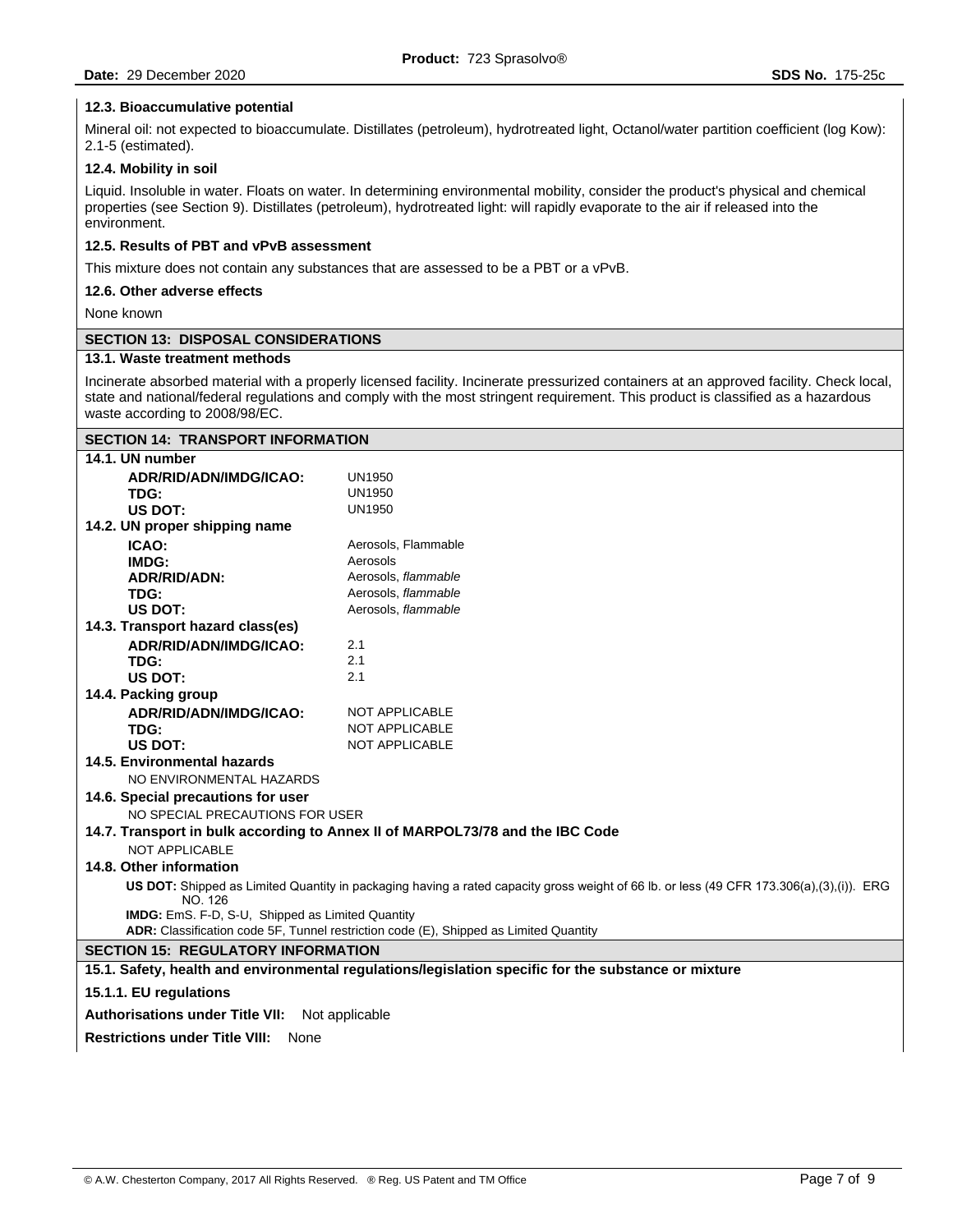### 12.3. Bioaccumulative potential

Mineral oil: not expected to bioaccumulate. Distillates (petroleum), hydrotreated light, Octanol/water partition coefficient (log Kow): 2.1-5 (estimated).

### 12.4. Mobility in soil

Liquid. Insoluble in water. Floats on water. In determining environmental mobility, consider the product's physical and chemical properties (see Section 9). Distillates (petroleum), hydrotreated light: will rapidly evaporate to the air if released into the environment.

### 12.5. Results of PBT and vPvB assessment

This mixture does not contain any substances that are assessed to be a PBT or a vPvB.

### 12.6. Other adverse effects

None known

## SECTION 13: DISPOSAL CONSIDERATIONS

### 13.1. Waste treatment methods

Incinerate absorbed material with a properly licensed facility. Incinerate pressurized containers at an approved facility. Check local, state and national/federal regulations and comply with the most stringent requirement. This product is classified as a hazardous waste according to 2008/98/EC.

## SECTION 14: TRANSPORT INFORMATION

### 14.1. UN number

| | |
|---|---|
| **ADR/RID/ADN/IMDG/ICAO:** | UN1950 |
| **TDG:** | UN1950 |
| **US DOT:** | UN1950 |

### 14.2. UN proper shipping name

| | |
|---|---|
| **ICAO:** | Aerosols, Flammable |
| **IMDG:** | Aerosols |
| **ADR/RID/ADN:** | Aerosols, *flammable* |
| **TDG:** | Aerosols, *flammable* |
| **US DOT:** | Aerosols, *flammable* |

### 14.3. Transport hazard class(es)

| | |
|---|---|
| **ADR/RID/ADN/IMDG/ICAO:** | 2.1 |
| **TDG:** | 2.1 |
| **US DOT:** | 2.1 |

### 14.4. Packing group

| | |
|---|---|
| **ADR/RID/ADN/IMDG/ICAO:** | NOT APPLICABLE |
| **TDG:** | NOT APPLICABLE |
| **US DOT:** | NOT APPLICABLE |

### 14.5. Environmental hazards

NO ENVIRONMENTAL HAZARDS

### 14.6. Special precautions for user

NO SPECIAL PRECAUTIONS FOR USER

### 14.7. Transport in bulk according to Annex II of MARPOL73/78 and the IBC Code

NOT APPLICABLE

### 14.8. Other information

**US DOT:** Shipped as Limited Quantity in packaging having a rated capacity gross weight of 66 lb. or less (49 CFR 173.306(a),(3),(i)). ERG NO. 126

**IMDG:** EmS. F-D, S-U, Shipped as Limited Quantity

**ADR:** Classification code 5F, Tunnel restriction code (E), Shipped as Limited Quantity

## SECTION 15: REGULATORY INFORMATION

### 15.1. Safety, health and environmental regulations/legislation specific for the substance or mixture

#### 15.1.1. EU regulations

**Authorisations under Title VII:** Not applicable

**Restrictions under Title VIII:** None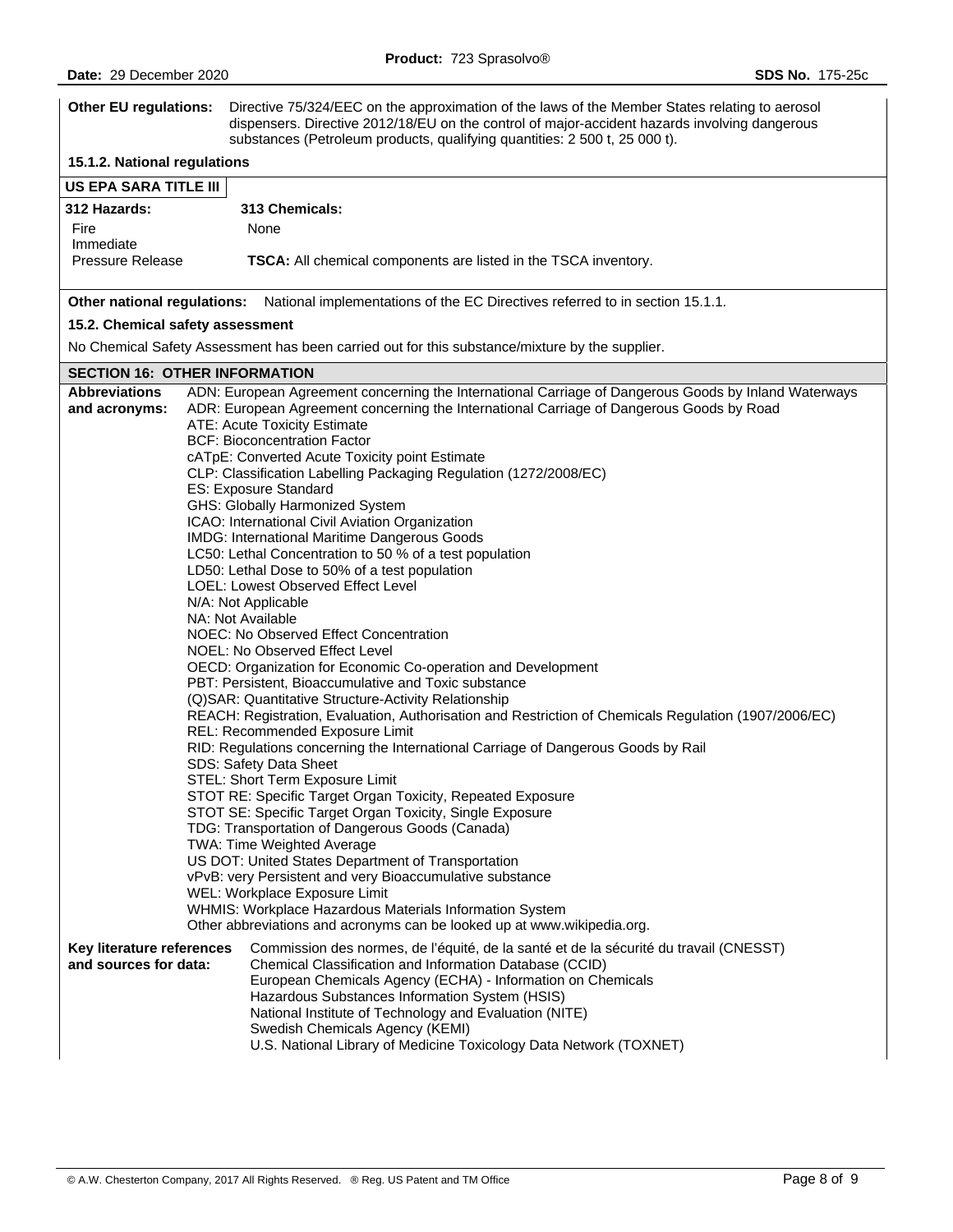**Other EU regulations:** Directive 75/324/EEC on the approximation of the laws of the Member States relating to aerosol dispensers. Directive 2012/18/EU on the control of major-accident hazards involving dangerous substances (Petroleum products, qualifying quantities: 2 500 t, 25 000 t).

**15.1.2. National regulations**

**US EPA SARA TITLE III**

| 312 Hazards: | 313 Chemicals: |
|---|---|
| Fire | None |
| Immediate | |
| Pressure Release | **TSCA:** All chemical components are listed in the TSCA inventory. |

**Other national regulations:** National implementations of the EC Directives referred to in section 15.1.1.

**15.2. Chemical safety assessment**

No Chemical Safety Assessment has been carried out for this substance/mixture by the supplier.

## SECTION 16: OTHER INFORMATION

**Abbreviations and acronyms:**

ADN: European Agreement concerning the International Carriage of Dangerous Goods by Inland Waterways
ADR: European Agreement concerning the International Carriage of Dangerous Goods by Road
ATE: Acute Toxicity Estimate
BCF: Bioconcentration Factor
cATpE: Converted Acute Toxicity point Estimate
CLP: Classification Labelling Packaging Regulation (1272/2008/EC)
ES: Exposure Standard
GHS: Globally Harmonized System
ICAO: International Civil Aviation Organization
IMDG: International Maritime Dangerous Goods
LC50: Lethal Concentration to 50 % of a test population
LD50: Lethal Dose to 50% of a test population
LOEL: Lowest Observed Effect Level
N/A: Not Applicable
NA: Not Available
NOEC: No Observed Effect Concentration
NOEL: No Observed Effect Level
OECD: Organization for Economic Co-operation and Development
PBT: Persistent, Bioaccumulative and Toxic substance
(Q)SAR: Quantitative Structure-Activity Relationship
REACH: Registration, Evaluation, Authorisation and Restriction of Chemicals Regulation (1907/2006/EC)
REL: Recommended Exposure Limit
RID: Regulations concerning the International Carriage of Dangerous Goods by Rail
SDS: Safety Data Sheet
STEL: Short Term Exposure Limit
STOT RE: Specific Target Organ Toxicity, Repeated Exposure
STOT SE: Specific Target Organ Toxicity, Single Exposure
TDG: Transportation of Dangerous Goods (Canada)
TWA: Time Weighted Average
US DOT: United States Department of Transportation
vPvB: very Persistent and very Bioaccumulative substance
WEL: Workplace Exposure Limit
WHMIS: Workplace Hazardous Materials Information System
Other abbreviations and acronyms can be looked up at www.wikipedia.org.

**Key literature references and sources for data:**

Commission des normes, de l'équité, de la santé et de la sécurité du travail (CNESST)
Chemical Classification and Information Database (CCID)
European Chemicals Agency (ECHA) - Information on Chemicals
Hazardous Substances Information System (HSIS)
National Institute of Technology and Evaluation (NITE)
Swedish Chemicals Agency (KEMI)
U.S. National Library of Medicine Toxicology Data Network (TOXNET)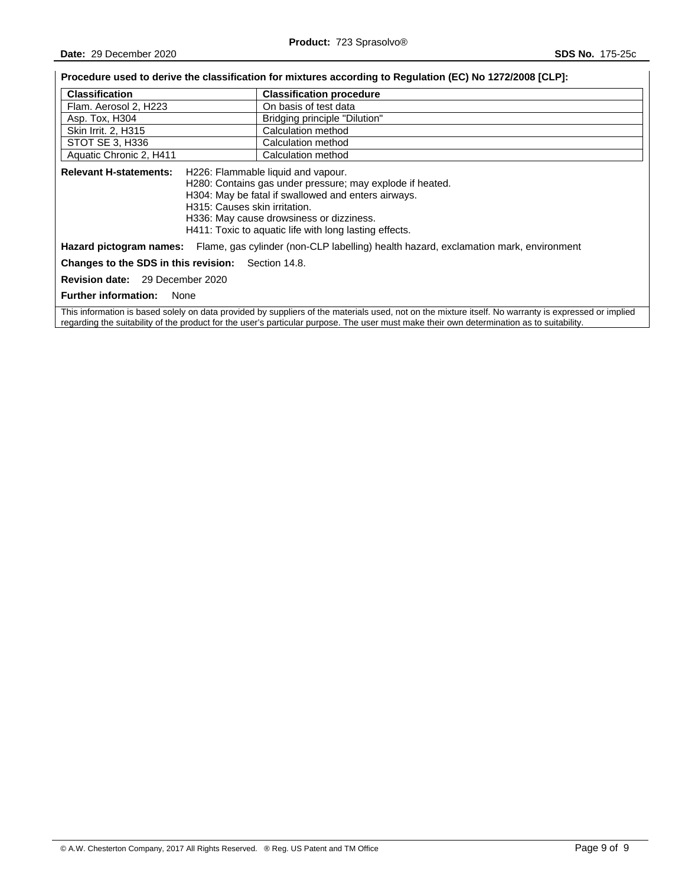**Procedure used to derive the classification for mixtures according to Regulation (EC) No 1272/2008 [CLP]:**

| Classification | Classification procedure |
|---|---|
| Flam. Aerosol 2, H223 | On basis of test data |
| Asp. Tox, H304 | Bridging principle "Dilution" |
| Skin Irrit. 2, H315 | Calculation method |
| STOT SE 3, H336 | Calculation method |
| Aquatic Chronic 2, H411 | Calculation method |

**Relevant H-statements:** H226: Flammable liquid and vapour.
H280: Contains gas under pressure; may explode if heated.
H304: May be fatal if swallowed and enters airways.
H315: Causes skin irritation.
H336: May cause drowsiness or dizziness.
H411: Toxic to aquatic life with long lasting effects.

**Hazard pictogram names:** Flame, gas cylinder (non-CLP labelling) health hazard, exclamation mark, environment

**Changes to the SDS in this revision:** Section 14.8.

**Revision date:** 29 December 2020

**Further information:** None

This information is based solely on data provided by suppliers of the materials used, not on the mixture itself. No warranty is expressed or implied regarding the suitability of the product for the user's particular purpose. The user must make their own determination as to suitability.